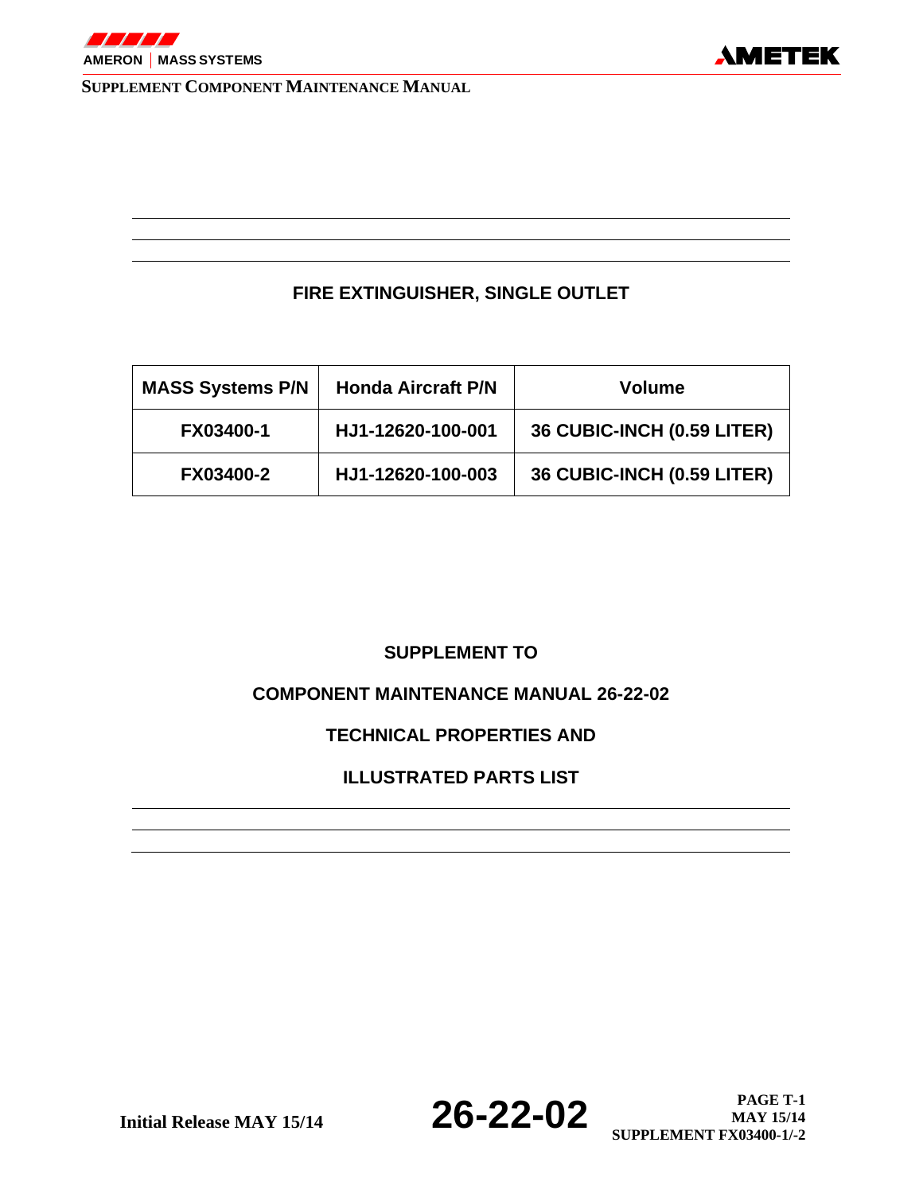# FIRE EXTINGUISHER, SINGLE OUTLET

| MASS Systems P/N | Honda Aircraft P/N | Volume |
|---|---|---|
| FX03400-1 | HJ1-12620-100-001 | 36 CUBIC-INCH (0.59 LITER) |
| FX03400-2 | HJ1-12620-100-003 | 36 CUBIC-INCH (0.59 LITER) |

## SUPPLEMENT TO

## COMPONENT MAINTENANCE MANUAL 26-22-02

## TECHNICAL PROPERTIES AND

## ILLUSTRATED PARTS LIST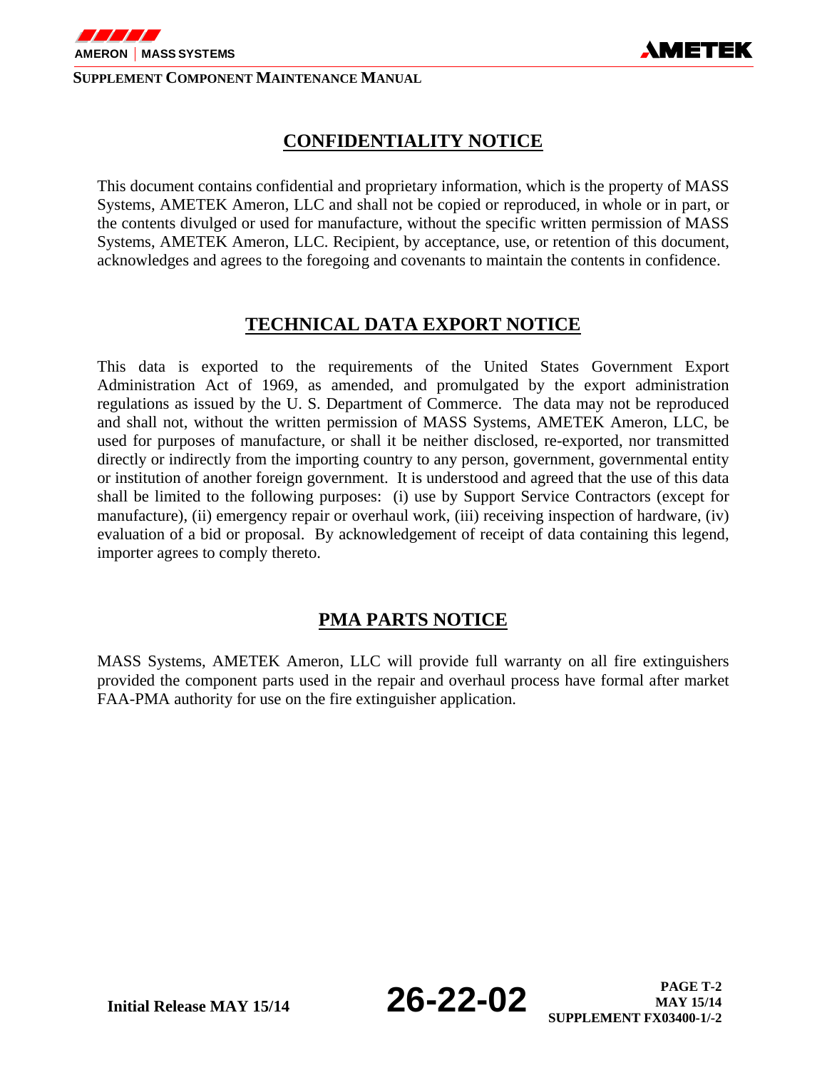## CONFIDENTIALITY NOTICE

This document contains confidential and proprietary information, which is the property of MASS Systems, AMETEK Ameron, LLC and shall not be copied or reproduced, in whole or in part, or the contents divulged or used for manufacture, without the specific written permission of MASS Systems, AMETEK Ameron, LLC. Recipient, by acceptance, use, or retention of this document, acknowledges and agrees to the foregoing and covenants to maintain the contents in confidence.

## TECHNICAL DATA EXPORT NOTICE

This data is exported to the requirements of the United States Government Export Administration Act of 1969, as amended, and promulgated by the export administration regulations as issued by the U. S. Department of Commerce. The data may not be reproduced and shall not, without the written permission of MASS Systems, AMETEK Ameron, LLC, be used for purposes of manufacture, or shall it be neither disclosed, re-exported, nor transmitted directly or indirectly from the importing country to any person, government, governmental entity or institution of another foreign government. It is understood and agreed that the use of this data shall be limited to the following purposes: (i) use by Support Service Contractors (except for manufacture), (ii) emergency repair or overhaul work, (iii) receiving inspection of hardware, (iv) evaluation of a bid or proposal. By acknowledgement of receipt of data containing this legend, importer agrees to comply thereto.

## PMA PARTS NOTICE

MASS Systems, AMETEK Ameron, LLC will provide full warranty on all fire extinguishers provided the component parts used in the repair and overhaul process have formal after market FAA-PMA authority for use on the fire extinguisher application.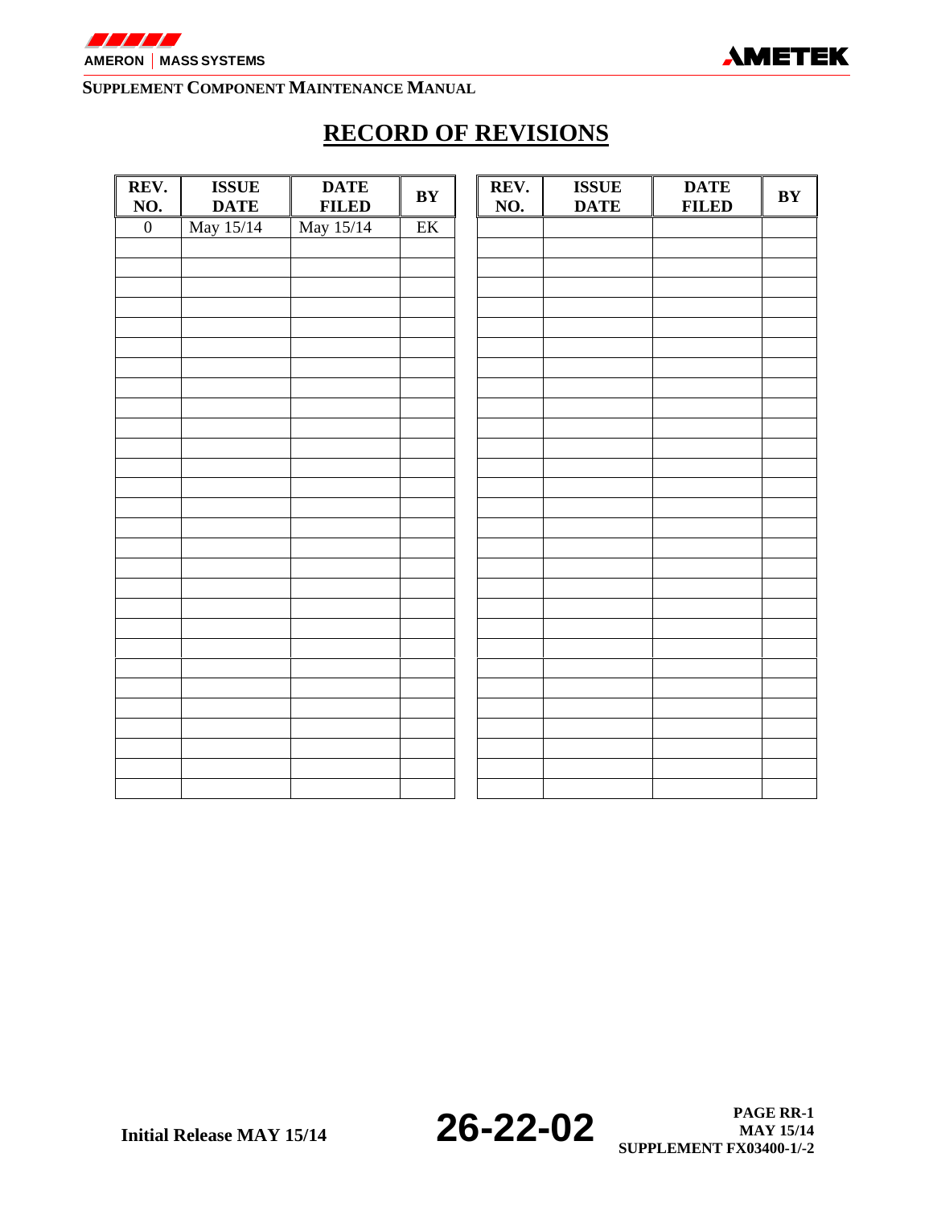# RECORD OF REVISIONS

| REV. NO. | ISSUE DATE | DATE FILED | BY |
|---|---|---|---|
| 0 | May 15/14 | May 15/14 | EK |
| | | | |
| | | | |
| | | | |
| | | | |
| | | | |
| | | | |
| | | | |
| | | | |
| | | | |
| | | | |
| | | | |
| | | | |
| | | | |
| | | | |
| | | | |
| | | | |
| | | | |
| | | | |
| | | | |
| | | | |
| | | | |
| | | | |
| | | | |
| | | | |
| | | | |
| | | | |
| | | | |
| | | | |

| REV. NO. | ISSUE DATE | DATE FILED | BY |
|---|---|---|---|
| | | | |
| | | | |
| | | | |
| | | | |
| | | | |
| | | | |
| | | | |
| | | | |
| | | | |
| | | | |
| | | | |
| | | | |
| | | | |
| | | | |
| | | | |
| | | | |
| | | | |
| | | | |
| | | | |
| | | | |
| | | | |
| | | | |
| | | | |
| | | | |
| | | | |
| | | | |
| | | | |
| | | | |
| | | | |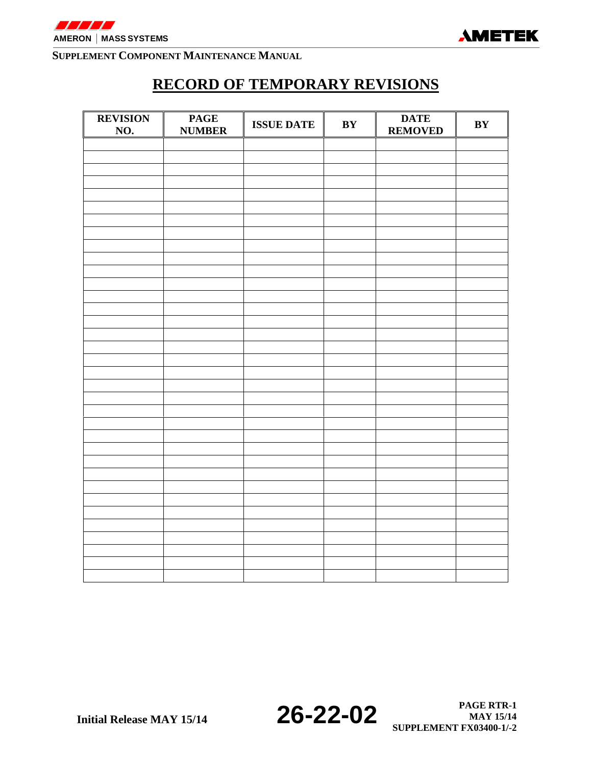# RECORD OF TEMPORARY REVISIONS

| REVISION NO. | PAGE NUMBER | ISSUE DATE | BY | DATE REMOVED | BY |
|---|---|---|---|---|---|
| | | | | | |
| | | | | | |
| | | | | | |
| | | | | | |
| | | | | | |
| | | | | | |
| | | | | | |
| | | | | | |
| | | | | | |
| | | | | | |
| | | | | | |
| | | | | | |
| | | | | | |
| | | | | | |
| | | | | | |
| | | | | | |
| | | | | | |
| | | | | | |
| | | | | | |
| | | | | | |
| | | | | | |
| | | | | | |
| | | | | | |
| | | | | | |
| | | | | | |
| | | | | | |
| | | | | | |
| | | | | | |
| | | | | | |
| | | | | | |
| | | | | | |
| | | | | | |
| | | | | | |
| | | | | | |
| | | | | | |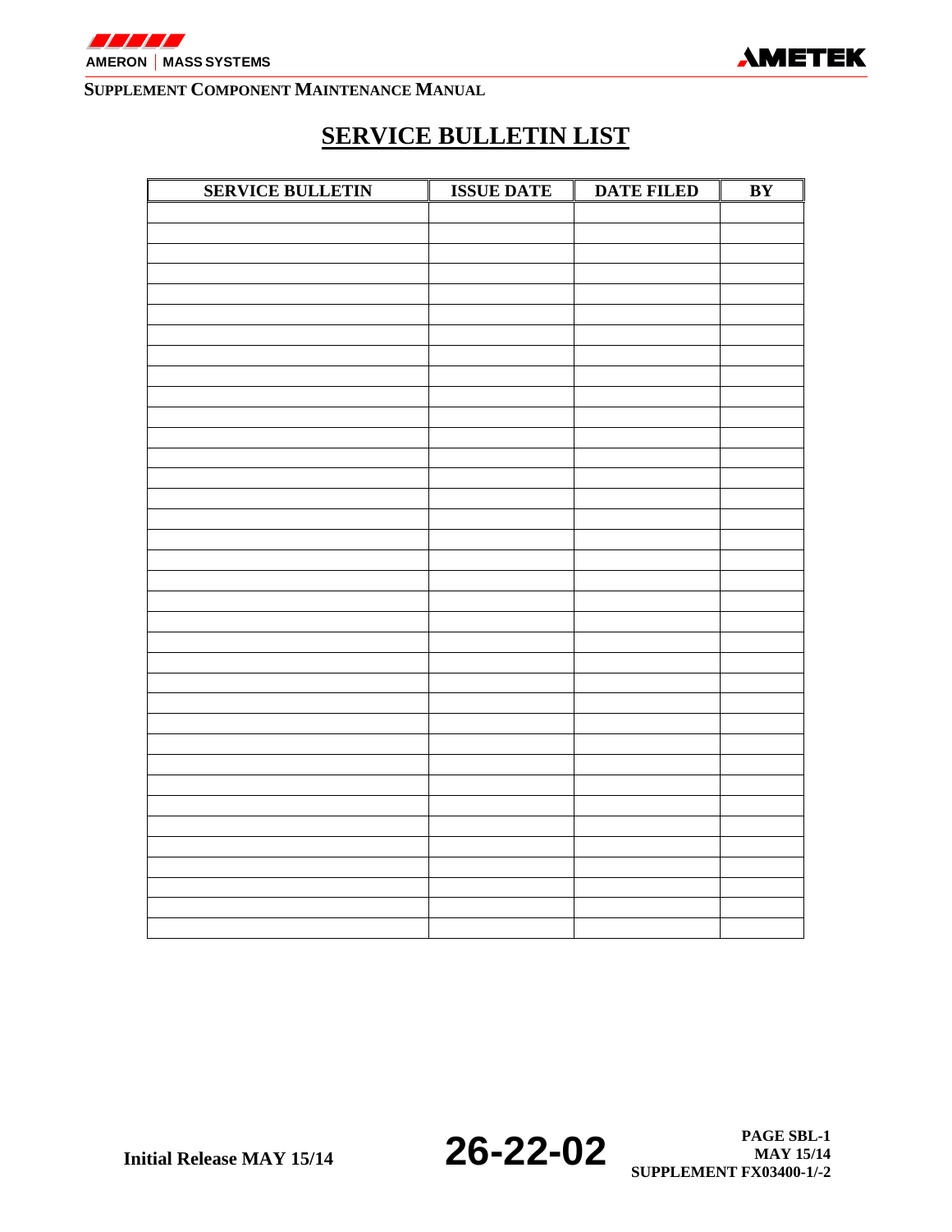# SERVICE BULLETIN LIST

| SERVICE BULLETIN | ISSUE DATE | DATE FILED | BY |
|---|---|---|---|
| | | | |
| | | | |
| | | | |
| | | | |
| | | | |
| | | | |
| | | | |
| | | | |
| | | | |
| | | | |
| | | | |
| | | | |
| | | | |
| | | | |
| | | | |
| | | | |
| | | | |
| | | | |
| | | | |
| | | | |
| | | | |
| | | | |
| | | | |
| | | | |
| | | | |
| | | | |
| | | | |
| | | | |
| | | | |
| | | | |
| | | | |
| | | | |
| | | | |
| | | | |
| | | | |
| | | | |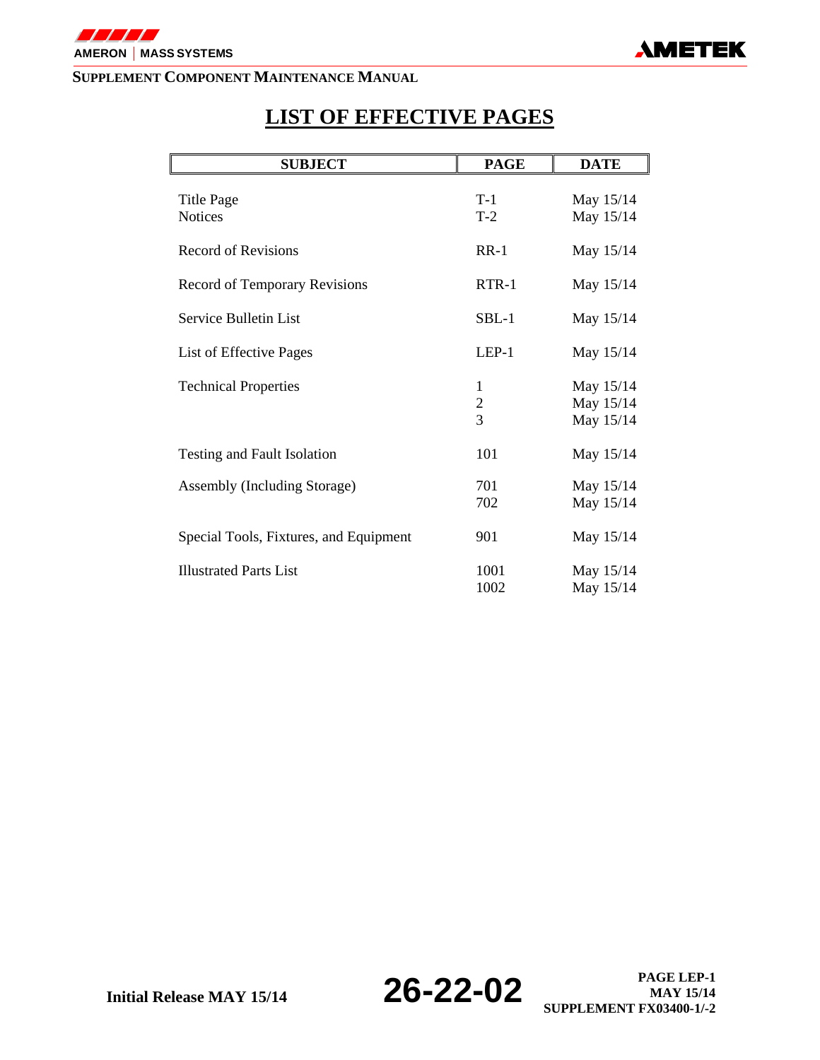# LIST OF EFFECTIVE PAGES

| SUBJECT | PAGE | DATE |
|---|---|---|
| Title Page | T-1 | May 15/14 |
| Notices | T-2 | May 15/14 |
| Record of Revisions | RR-1 | May 15/14 |
| Record of Temporary Revisions | RTR-1 | May 15/14 |
| Service Bulletin List | SBL-1 | May 15/14 |
| List of Effective Pages | LEP-1 | May 15/14 |
| Technical Properties | 1 | May 15/14 |
| | 2 | May 15/14 |
| | 3 | May 15/14 |
| Testing and Fault Isolation | 101 | May 15/14 |
| Assembly (Including Storage) | 701 | May 15/14 |
| | 702 | May 15/14 |
| Special Tools, Fixtures, and Equipment | 901 | May 15/14 |
| Illustrated Parts List | 1001 | May 15/14 |
| | 1002 | May 15/14 |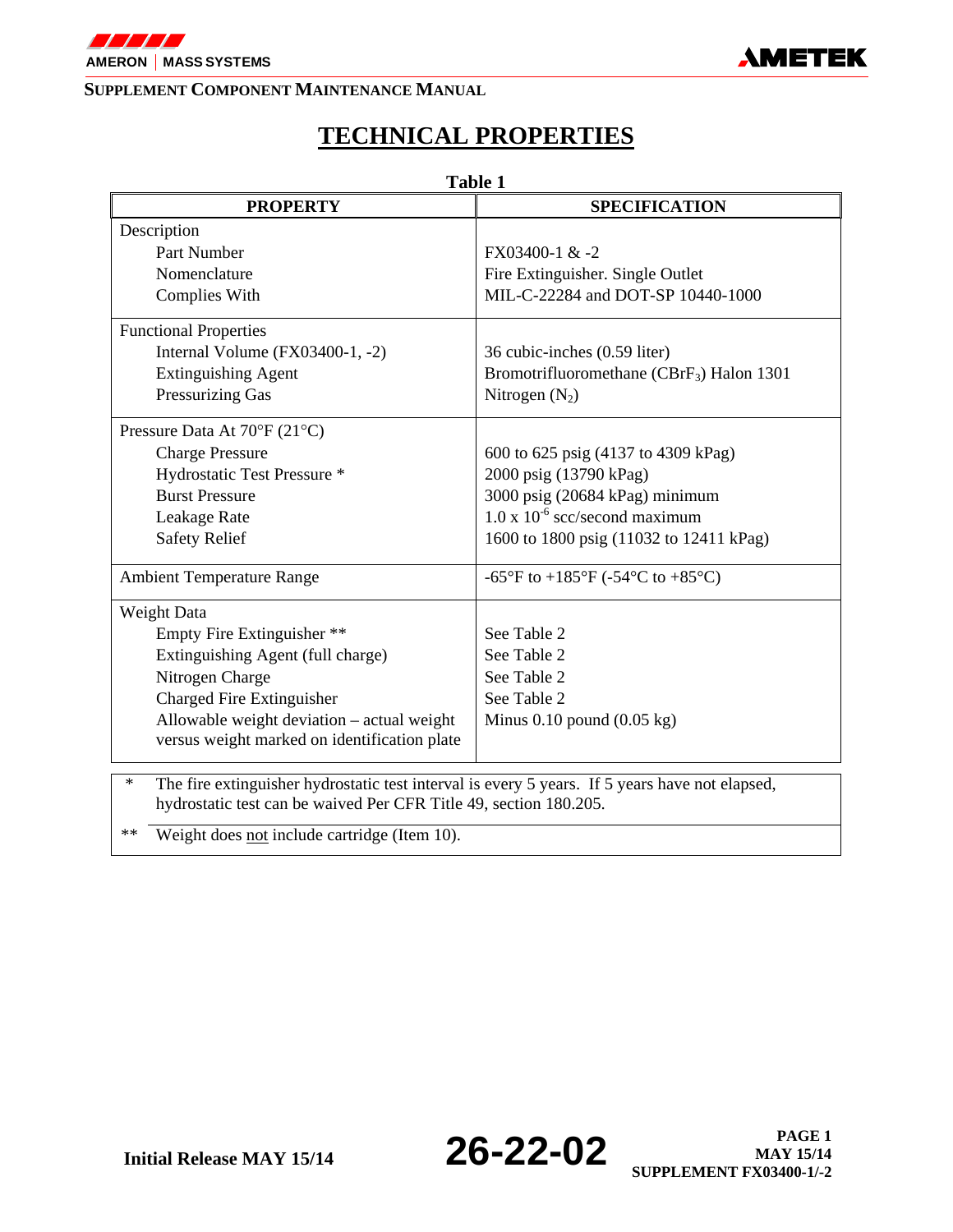# TECHNICAL PROPERTIES

**Table 1**

| PROPERTY | SPECIFICATION |
|---|---|
| Description | |
| Part Number | FX03400-1 & -2 |
| Nomenclature | Fire Extinguisher. Single Outlet |
| Complies With | MIL-C-22284 and DOT-SP 10440-1000 |
| Functional Properties | |
| Internal Volume (FX03400-1, -2) | 36 cubic-inches (0.59 liter) |
| Extinguishing Agent | Bromotrifluoromethane ($CBrF_3$) Halon 1301 |
| Pressurizing Gas | Nitrogen ($N_2$) |
| Pressure Data At 70°F (21°C) | |
| Charge Pressure | 600 to 625 psig (4137 to 4309 kPag) |
| Hydrostatic Test Pressure * | 2000 psig (13790 kPag) |
| Burst Pressure | 3000 psig (20684 kPag) minimum |
| Leakage Rate | $1.0 \times 10^{-6}$ scc/second maximum |
| Safety Relief | 1600 to 1800 psig (11032 to 12411 kPag) |
| Ambient Temperature Range | -65°F to +185°F (-54°C to +85°C) |
| Weight Data | |
| Empty Fire Extinguisher ** | See Table 2 |
| Extinguishing Agent (full charge) | See Table 2 |
| Nitrogen Charge | See Table 2 |
| Charged Fire Extinguisher | See Table 2 |
| Allowable weight deviation – actual weight versus weight marked on identification plate | Minus 0.10 pound (0.05 kg) |

\* The fire extinguisher hydrostatic test interval is every 5 years. If 5 years have not elapsed, hydrostatic test can be waived Per CFR Title 49, section 180.205.

\*\* Weight does not include cartridge (Item 10).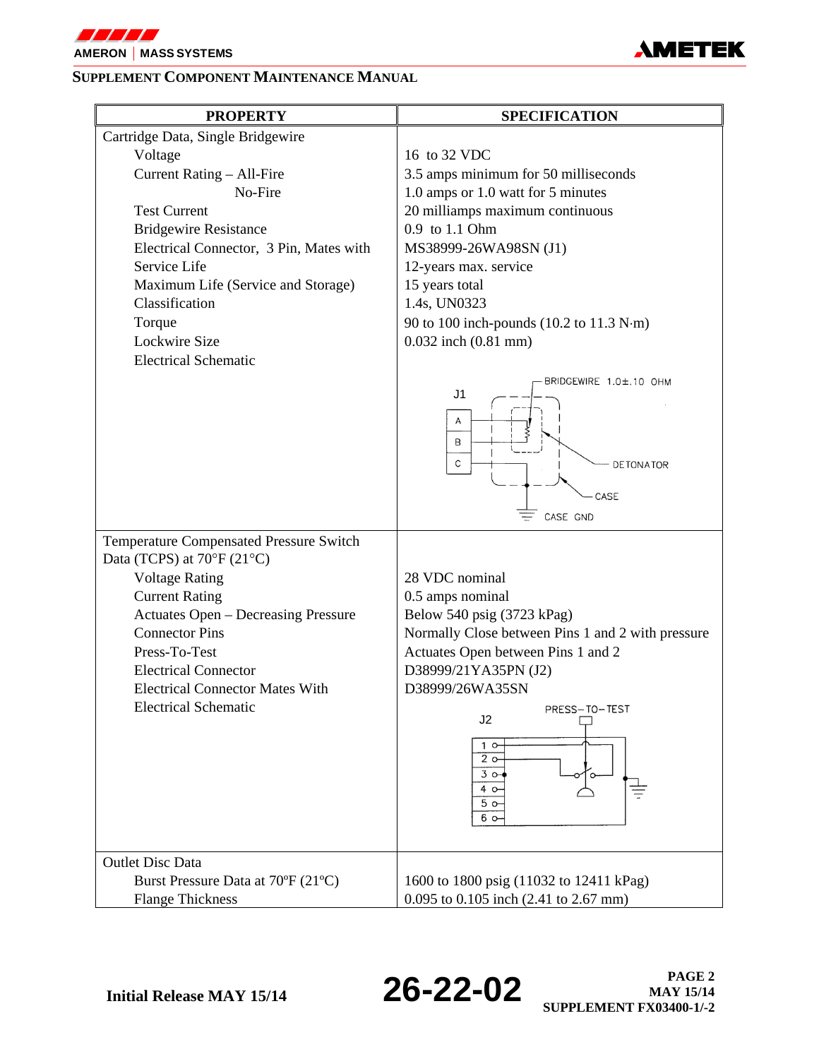## SUPPLEMENT COMPONENT MAINTENANCE MANUAL

| PROPERTY | SPECIFICATION |
|---|---|
| Cartridge Data, Single Bridgewire | |
| Voltage | 16 to 32 VDC |
| Current Rating – All-Fire | 3.5 amps minimum for 50 milliseconds |
| No-Fire | 1.0 amps or 1.0 watt for 5 minutes |
| Test Current | 20 milliamps maximum continuous |
| Bridgewire Resistance | 0.9 to 1.1 Ohm |
| Electrical Connector, 3 Pin, Mates with | MS38999-26WA98SN (J1) |
| Service Life | 12-years max. service |
| Maximum Life (Service and Storage) | 15 years total |
| Classification | 1.4s, UN0323 |
| Torque | 90 to 100 inch-pounds (10.2 to 11.3 N·m) |
| Lockwire Size | 0.032 inch (0.81 mm) |
| Electrical Schematic | J1: A, B, C; BRIDGEWIRE 1.0±.10 OHM; DETONATOR; CASE; CASE GND |
| Temperature Compensated Pressure Switch Data (TCPS) at 70°F (21°C) | |
| Voltage Rating | 28 VDC nominal |
| Current Rating | 0.5 amps nominal |
| Actuates Open – Decreasing Pressure | Below 540 psig (3723 kPag) |
| Connector Pins | Normally Close between Pins 1 and 2 with pressure |
| Press-To-Test | Actuates Open between Pins 1 and 2 |
| Electrical Connector | D38999/21YA35PN (J2) |
| Electrical Connector Mates With | D38999/26WA35SN |
| Electrical Schematic | J2: 1, 2, 3, 4, 5, 6; PRESS–TO–TEST |
| Outlet Disc Data | |
| Burst Pressure Data at 70°F (21°C) | 1600 to 1800 psig (11032 to 12411 kPag) |
| Flange Thickness | 0.095 to 0.105 inch (2.41 to 2.67 mm) |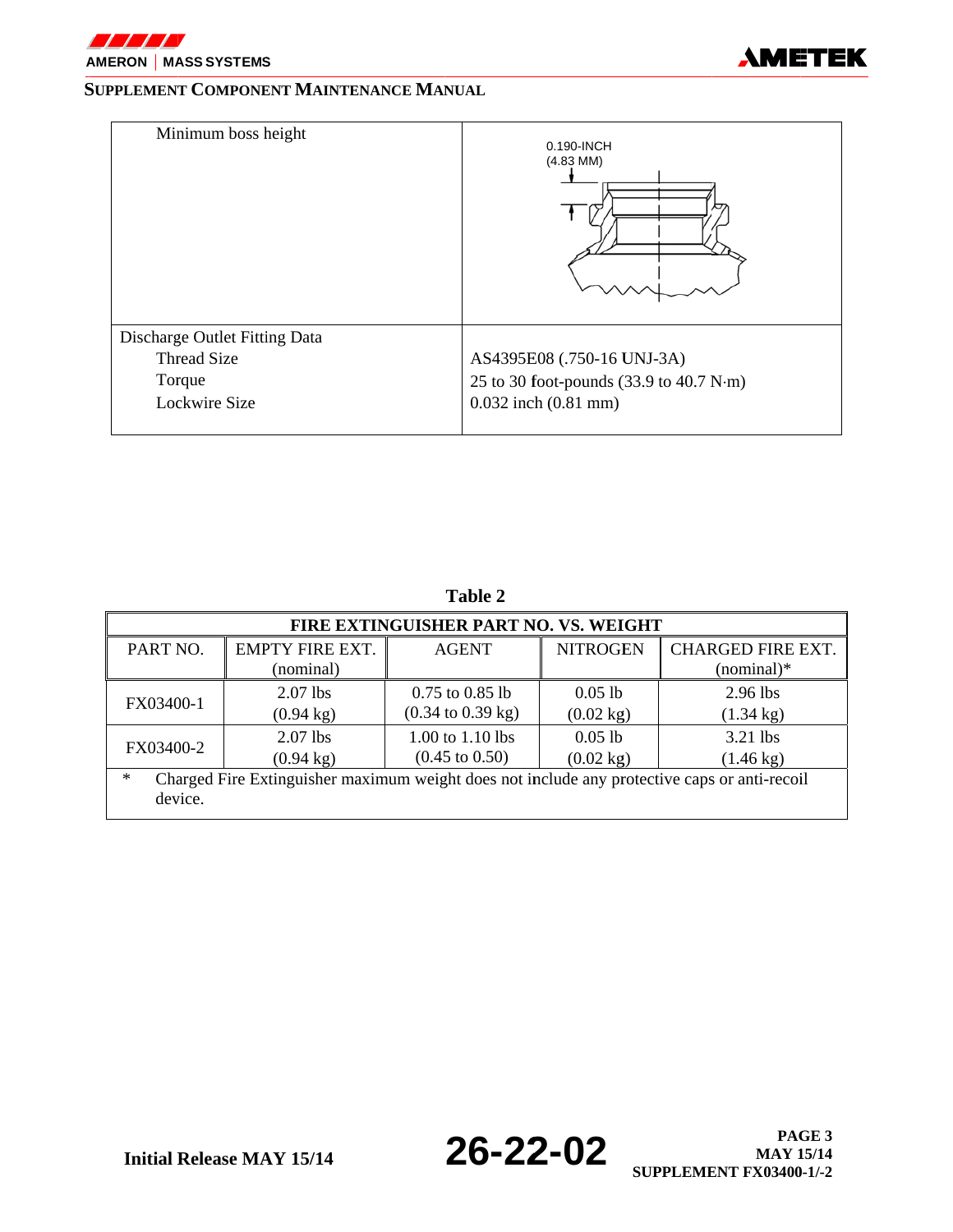| | |
|---|---|
| Minimum boss height | 0.190-INCH (4.83 MM) |
| Discharge Outlet Fitting Data<br>Thread Size<br>Torque<br>Lockwire Size | <br>AS4395E08 (.750-16 UNJ-3A)<br>25 to 30 foot-pounds (33.9 to 40.7 N·m)<br>0.032 inch (0.81 mm) |

**Table 2**

| FIRE EXTINGUISHER PART NO. VS. WEIGHT | | | | |
|---|---|---|---|---|
| PART NO. | EMPTY FIRE EXT. (nominal) | AGENT | NITROGEN | CHARGED FIRE EXT. (nominal)* |
| FX03400-1 | 2.07 lbs (0.94 kg) | 0.75 to 0.85 lb (0.34 to 0.39 kg) | 0.05 lb (0.02 kg) | 2.96 lbs (1.34 kg) |
| FX03400-2 | 2.07 lbs (0.94 kg) | 1.00 to 1.10 lbs (0.45 to 0.50) | 0.05 lb (0.02 kg) | 3.21 lbs (1.46 kg) |

\* Charged Fire Extinguisher maximum weight does not include any protective caps or anti-recoil device.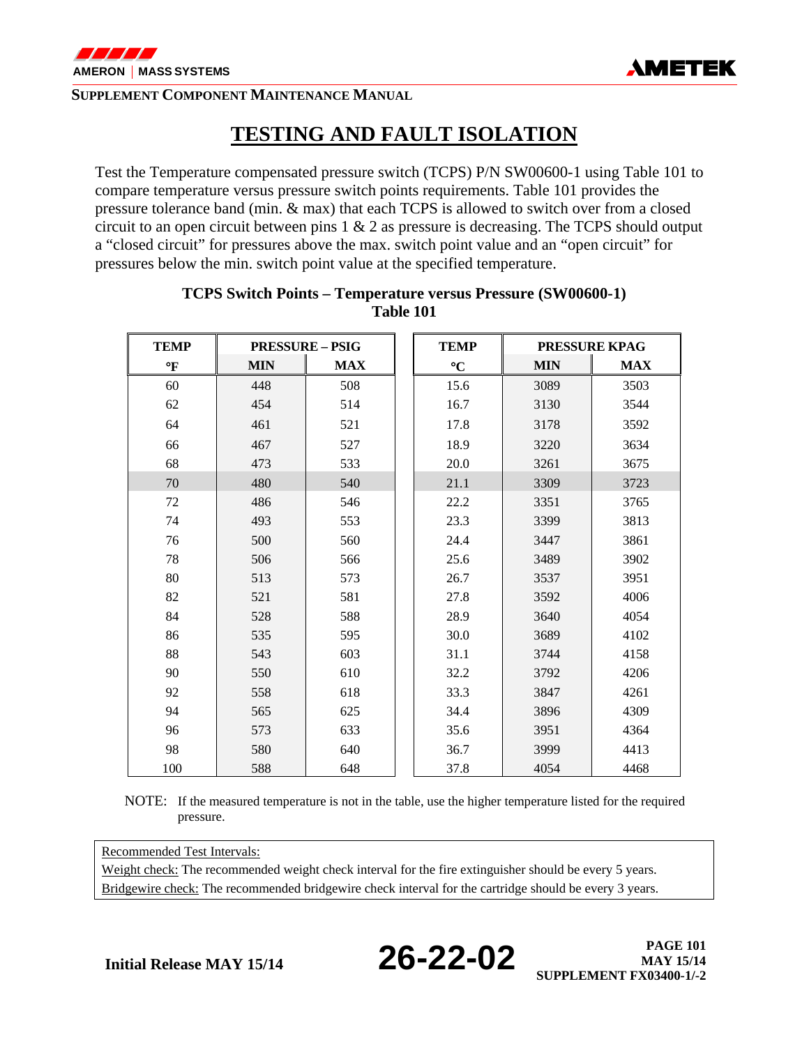# TESTING AND FAULT ISOLATION

Test the Temperature compensated pressure switch (TCPS) P/N SW00600-1 using Table 101 to compare temperature versus pressure switch points requirements. Table 101 provides the pressure tolerance band (min. & max) that each TCPS is allowed to switch over from a closed circuit to an open circuit between pins 1 & 2 as pressure is decreasing. The TCPS should output a "closed circuit" for pressures above the max. switch point value and an "open circuit" for pressures below the min. switch point value at the specified temperature.

**TCPS Switch Points – Temperature versus Pressure (SW00600-1)**
**Table 101**

| TEMP | PRESSURE – PSIG | | TEMP | PRESSURE KPAG | |
|---|---|---|---|---|---|
| °F | MIN | MAX | °C | MIN | MAX |
| 60 | 448 | 508 | 15.6 | 3089 | 3503 |
| 62 | 454 | 514 | 16.7 | 3130 | 3544 |
| 64 | 461 | 521 | 17.8 | 3178 | 3592 |
| 66 | 467 | 527 | 18.9 | 3220 | 3634 |
| 68 | 473 | 533 | 20.0 | 3261 | 3675 |
| 70 | 480 | 540 | 21.1 | 3309 | 3723 |
| 72 | 486 | 546 | 22.2 | 3351 | 3765 |
| 74 | 493 | 553 | 23.3 | 3399 | 3813 |
| 76 | 500 | 560 | 24.4 | 3447 | 3861 |
| 78 | 506 | 566 | 25.6 | 3489 | 3902 |
| 80 | 513 | 573 | 26.7 | 3537 | 3951 |
| 82 | 521 | 581 | 27.8 | 3592 | 4006 |
| 84 | 528 | 588 | 28.9 | 3640 | 4054 |
| 86 | 535 | 595 | 30.0 | 3689 | 4102 |
| 88 | 543 | 603 | 31.1 | 3744 | 4158 |
| 90 | 550 | 610 | 32.2 | 3792 | 4206 |
| 92 | 558 | 618 | 33.3 | 3847 | 4261 |
| 94 | 565 | 625 | 34.4 | 3896 | 4309 |
| 96 | 573 | 633 | 35.6 | 3951 | 4364 |
| 98 | 580 | 640 | 36.7 | 3999 | 4413 |
| 100 | 588 | 648 | 37.8 | 4054 | 4468 |

NOTE: If the measured temperature is not in the table, use the higher temperature listed for the required pressure.

Recommended Test Intervals:

Weight check: The recommended weight check interval for the fire extinguisher should be every 5 years.

Bridgewire check: The recommended bridgewire check interval for the cartridge should be every 3 years.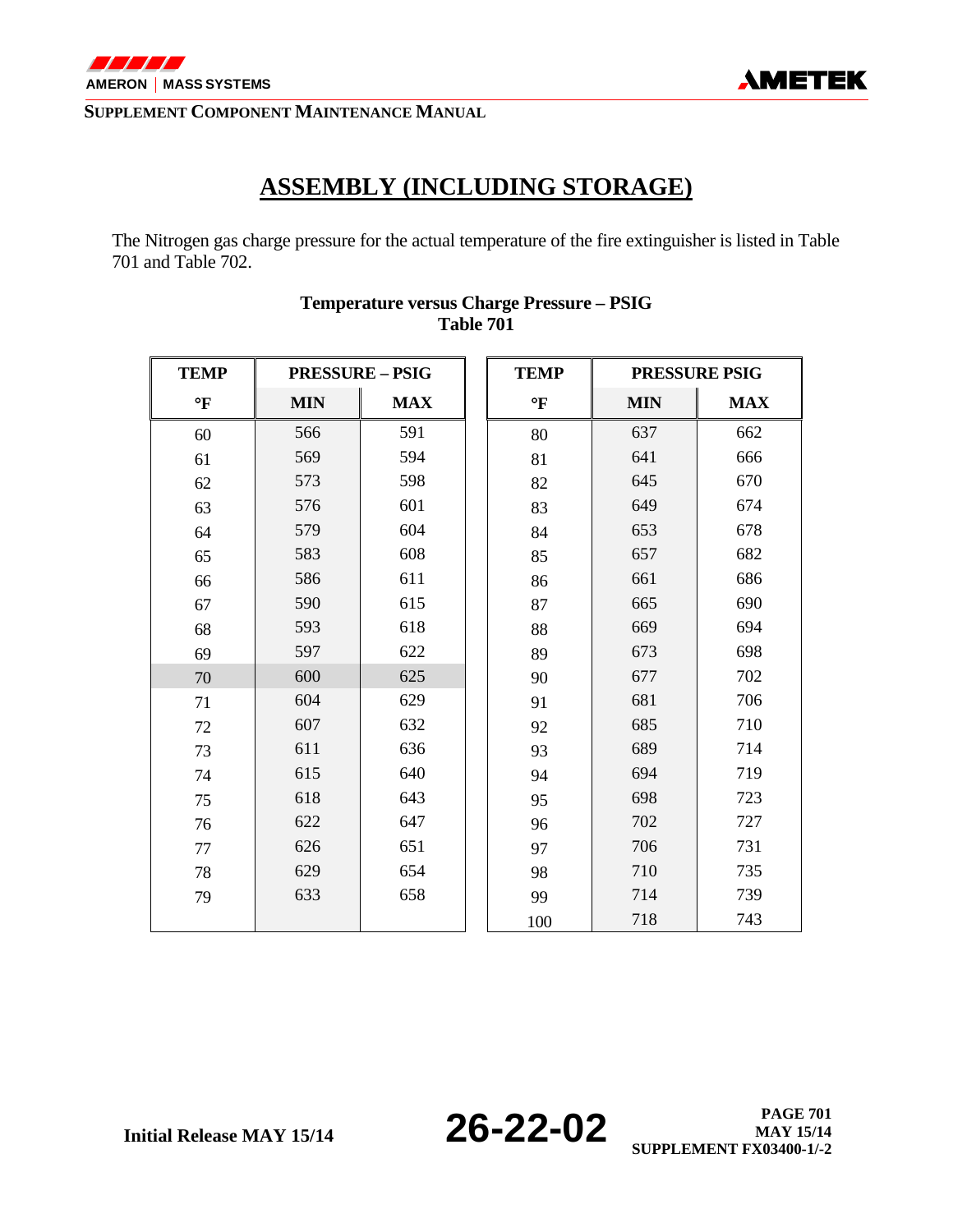# ASSEMBLY (INCLUDING STORAGE)

The Nitrogen gas charge pressure for the actual temperature of the fire extinguisher is listed in Table 701 and Table 702.

**Temperature versus Charge Pressure – PSIG**
**Table 701**

| TEMP | PRESSURE – PSIG | | TEMP | PRESSURE PSIG | |
|---|---|---|---|---|---|
| °F | MIN | MAX | °F | MIN | MAX |
| 60 | 566 | 591 | 80 | 637 | 662 |
| 61 | 569 | 594 | 81 | 641 | 666 |
| 62 | 573 | 598 | 82 | 645 | 670 |
| 63 | 576 | 601 | 83 | 649 | 674 |
| 64 | 579 | 604 | 84 | 653 | 678 |
| 65 | 583 | 608 | 85 | 657 | 682 |
| 66 | 586 | 611 | 86 | 661 | 686 |
| 67 | 590 | 615 | 87 | 665 | 690 |
| 68 | 593 | 618 | 88 | 669 | 694 |
| 69 | 597 | 622 | 89 | 673 | 698 |
| 70 | 600 | 625 | 90 | 677 | 702 |
| 71 | 604 | 629 | 91 | 681 | 706 |
| 72 | 607 | 632 | 92 | 685 | 710 |
| 73 | 611 | 636 | 93 | 689 | 714 |
| 74 | 615 | 640 | 94 | 694 | 719 |
| 75 | 618 | 643 | 95 | 698 | 723 |
| 76 | 622 | 647 | 96 | 702 | 727 |
| 77 | 626 | 651 | 97 | 706 | 731 |
| 78 | 629 | 654 | 98 | 710 | 735 |
| 79 | 633 | 658 | 99 | 714 | 739 |
| | | | 100 | 718 | 743 |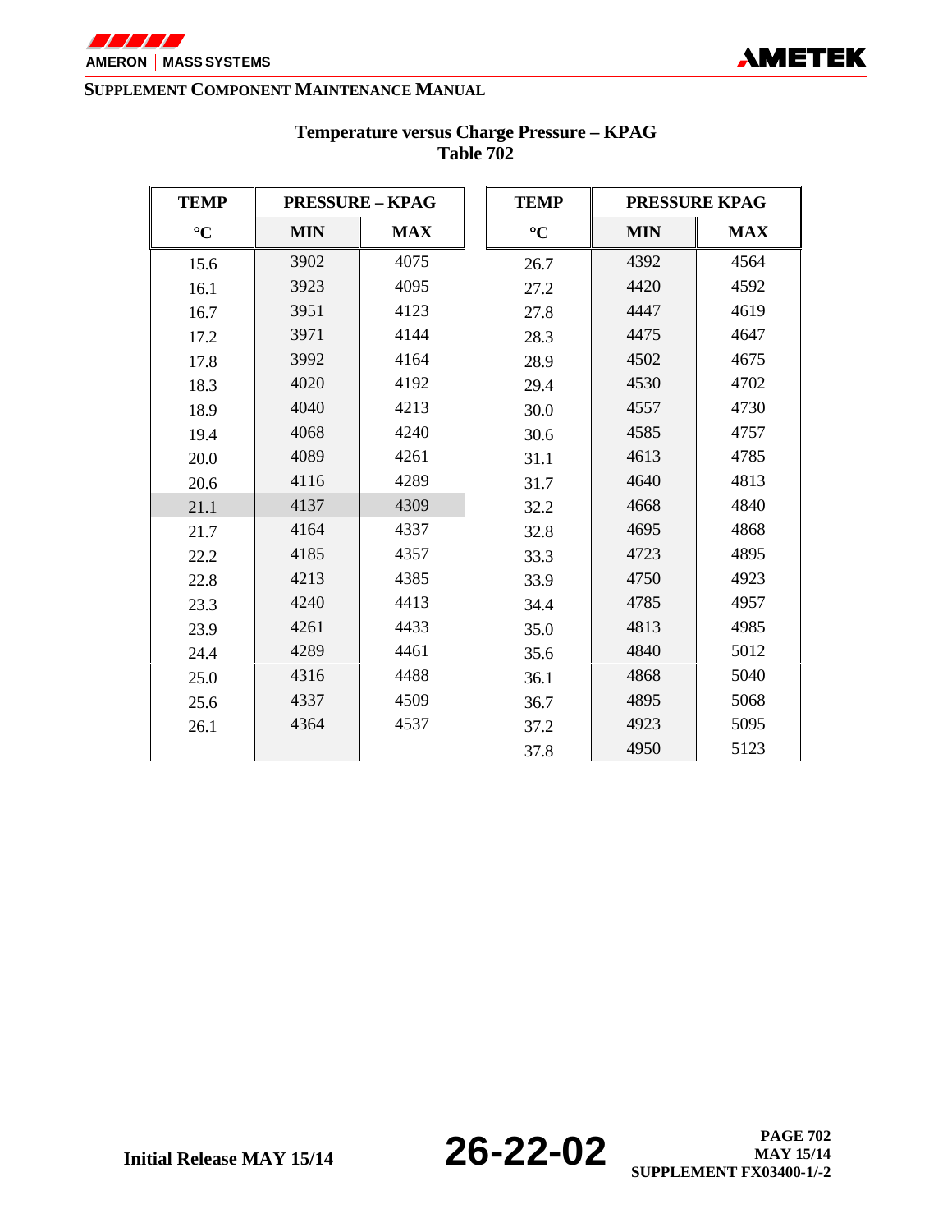**Temperature versus Charge Pressure – KPAG**
**Table 702**

| TEMP | PRESSURE – KPAG | | TEMP | PRESSURE KPAG | |
|---|---|---|---|---|---|
| °C | MIN | MAX | °C | MIN | MAX |
| 15.6 | 3902 | 4075 | 26.7 | 4392 | 4564 |
| 16.1 | 3923 | 4095 | 27.2 | 4420 | 4592 |
| 16.7 | 3951 | 4123 | 27.8 | 4447 | 4619 |
| 17.2 | 3971 | 4144 | 28.3 | 4475 | 4647 |
| 17.8 | 3992 | 4164 | 28.9 | 4502 | 4675 |
| 18.3 | 4020 | 4192 | 29.4 | 4530 | 4702 |
| 18.9 | 4040 | 4213 | 30.0 | 4557 | 4730 |
| 19.4 | 4068 | 4240 | 30.6 | 4585 | 4757 |
| 20.0 | 4089 | 4261 | 31.1 | 4613 | 4785 |
| 20.6 | 4116 | 4289 | 31.7 | 4640 | 4813 |
| 21.1 | 4137 | 4309 | 32.2 | 4668 | 4840 |
| 21.7 | 4164 | 4337 | 32.8 | 4695 | 4868 |
| 22.2 | 4185 | 4357 | 33.3 | 4723 | 4895 |
| 22.8 | 4213 | 4385 | 33.9 | 4750 | 4923 |
| 23.3 | 4240 | 4413 | 34.4 | 4785 | 4957 |
| 23.9 | 4261 | 4433 | 35.0 | 4813 | 4985 |
| 24.4 | 4289 | 4461 | 35.6 | 4840 | 5012 |
| 25.0 | 4316 | 4488 | 36.1 | 4868 | 5040 |
| 25.6 | 4337 | 4509 | 36.7 | 4895 | 5068 |
| 26.1 | 4364 | 4537 | 37.2 | 4923 | 5095 |
| | | | 37.8 | 4950 | 5123 |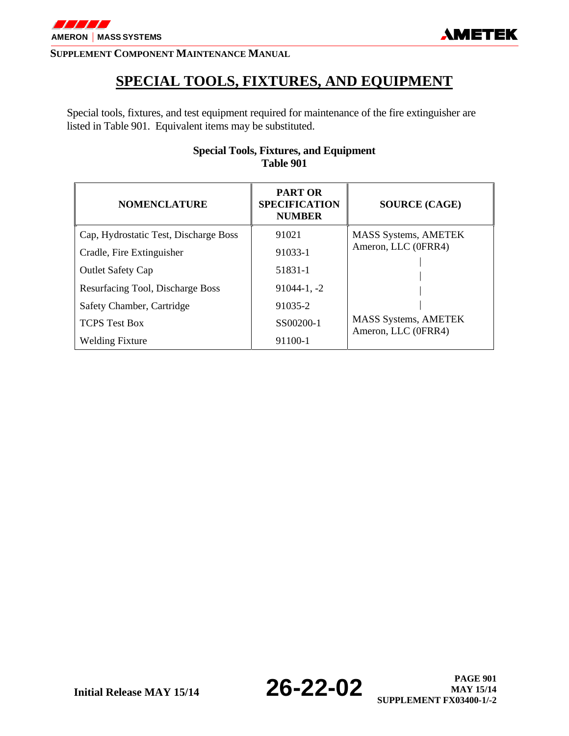# SPECIAL TOOLS, FIXTURES, AND EQUIPMENT

Special tools, fixtures, and test equipment required for maintenance of the fire extinguisher are listed in Table 901. Equivalent items may be substituted.

**Special Tools, Fixtures, and Equipment**
**Table 901**

| NOMENCLATURE | PART OR SPECIFICATION NUMBER | SOURCE (CAGE) |
|---|---|---|
| Cap, Hydrostatic Test, Discharge Boss | 91021 | MASS Systems, AMETEK Ameron, LLC (0FRR4) |
| Cradle, Fire Extinguisher | 91033-1 | \| |
| Outlet Safety Cap | 51831-1 | \| |
| Resurfacing Tool, Discharge Boss | 91044-1, -2 | \| |
| Safety Chamber, Cartridge | 91035-2 | \| |
| TCPS Test Box | SS00200-1 | MASS Systems, AMETEK Ameron, LLC (0FRR4) |
| Welding Fixture | 91100-1 | |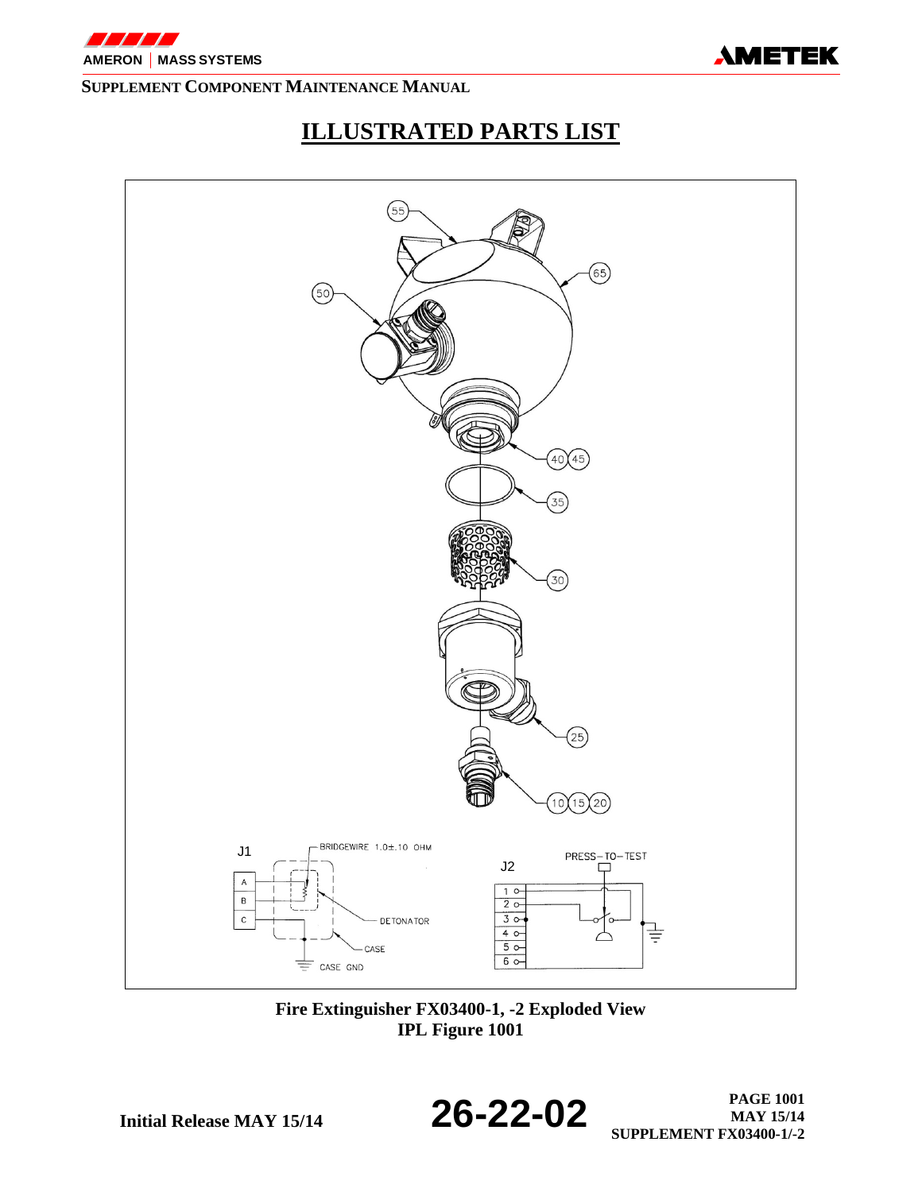# ILLUSTRATED PARTS LIST

Fire Extinguisher FX03400-1, -2 Exploded View
IPL Figure 1001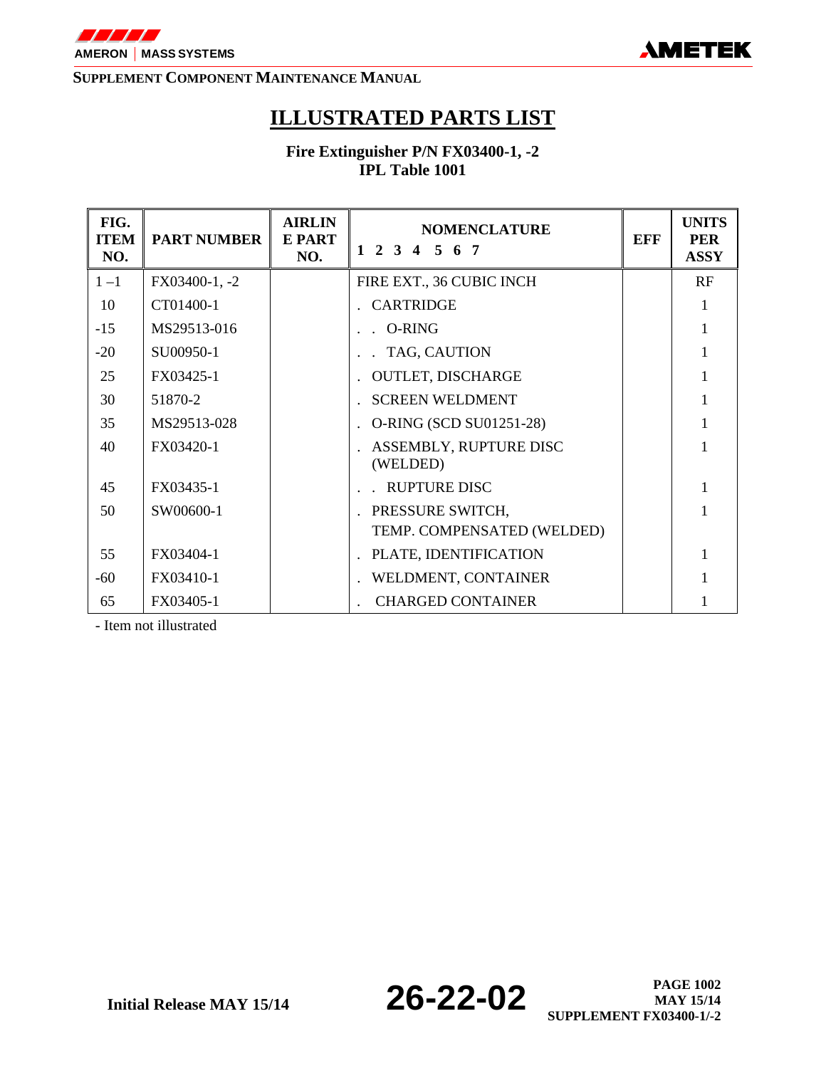# ILLUSTRATED PARTS LIST

**Fire Extinguisher P/N FX03400-1, -2**
**IPL Table 1001**

| FIG. ITEM NO. | PART NUMBER | AIRLINE PART NO. | NOMENCLATURE 1 2 3 4 5 6 7 | EFF | UNITS PER ASSY |
|---|---|---|---|---|---|
| 1 –1 | FX03400-1, -2 | | FIRE EXT., 36 CUBIC INCH | | RF |
| 10 | CT01400-1 | | . CARTRIDGE | | 1 |
| -15 | MS29513-016 | | . . O-RING | | 1 |
| -20 | SU00950-1 | | . . TAG, CAUTION | | 1 |
| 25 | FX03425-1 | | . OUTLET, DISCHARGE | | 1 |
| 30 | 51870-2 | | . SCREEN WELDMENT | | 1 |
| 35 | MS29513-028 | | . O-RING (SCD SU01251-28) | | 1 |
| 40 | FX03420-1 | | . ASSEMBLY, RUPTURE DISC (WELDED) | | 1 |
| 45 | FX03435-1 | | . . RUPTURE DISC | | 1 |
| 50 | SW00600-1 | | . PRESSURE SWITCH, TEMP. COMPENSATED (WELDED) | | 1 |
| 55 | FX03404-1 | | . PLATE, IDENTIFICATION | | 1 |
| -60 | FX03410-1 | | . WELDMENT, CONTAINER | | 1 |
| 65 | FX03405-1 | | . CHARGED CONTAINER | | 1 |

- Item not illustrated